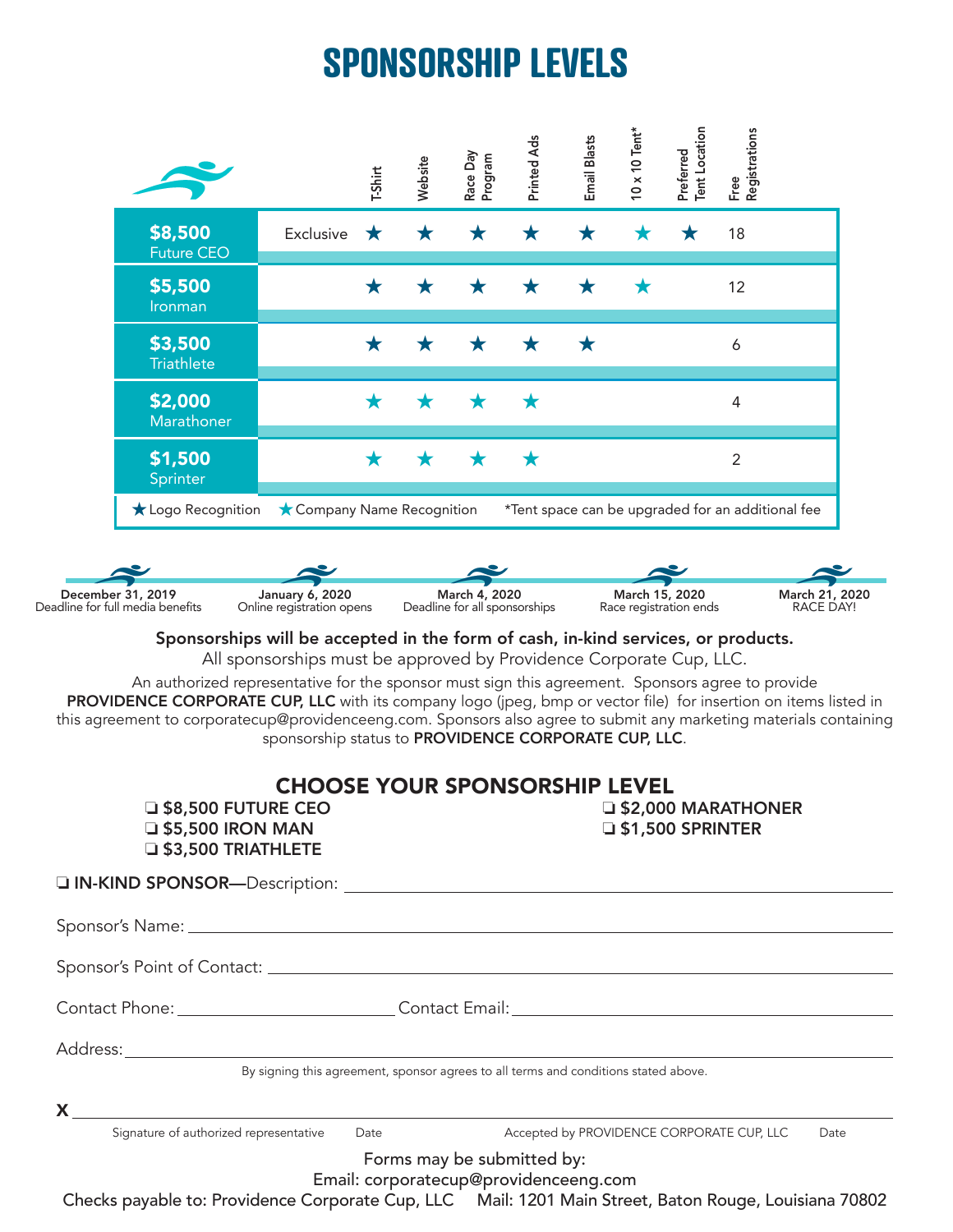# SPONSORSHIP LEVELS

| Level | | T-Shirt | Website | Race Day Program | Printed Ads | Email Blasts | 10 x 10 Tent* | Preferred Tent Location | Free Registrations |
|---|---|---|---|---|---|---|---|---|---|
| **$8,500** Future CEO | Exclusive | ★ | ★ | ★ | ★ | ★ | ☆ | ★ | 18 |
| **$5,500** Ironman | | ★ | ★ | ★ | ★ | ★ | ☆ | | 12 |
| **$3,500** Triathlete | | ★ | ★ | ★ | ★ | ★ | | | 6 |
| **$2,000** Marathoner | | ☆ | ☆ | ☆ | ☆ | | | | 4 |
| **$1,500** Sprinter | | ☆ | ☆ | ☆ | ☆ | | | | 2 |

★ Logo Recognition ☆ Company Name Recognition *Tent space can be upgraded for an additional fee

- **December 31, 2019** – Deadline for full media benefits
- **January 6, 2020** – Online registration opens
- **March 4, 2020** – Deadline for all sponsorships
- **March 15, 2020** – Race registration ends
- **March 21, 2020** – RACE DAY!

**Sponsorships will be accepted in the form of cash, in-kind services, or products.**
All sponsorships must be approved by Providence Corporate Cup, LLC.

An authorized representative for the sponsor must sign this agreement. Sponsors agree to provide **PROVIDENCE CORPORATE CUP, LLC** with its company logo (jpeg, bmp or vector file) for insertion on items listed in this agreement to corporatecup@providenceeng.com. Sponsors also agree to submit any marketing materials containing sponsorship status to **PROVIDENCE CORPORATE CUP, LLC**.

## CHOOSE YOUR SPONSORSHIP LEVEL

- ❏ **$8,500 FUTURE CEO**
- ❏ **$5,500 IRON MAN**
- ❏ **$3,500 TRIATHLETE**
- ❏ **$2,000 MARATHONER**
- ❏ **$1,500 SPRINTER**

❏ **IN-KIND SPONSOR—**Description: ____________________

Sponsor's Name: ____________________

Sponsor's Point of Contact: ____________________

Contact Phone: ____________________ Contact Email: ____________________

Address: ____________________

By signing this agreement, sponsor agrees to all terms and conditions stated above.

**X** ____________________

Signature of authorized representative Date Accepted by PROVIDENCE CORPORATE CUP, LLC Date

Forms may be submitted by:
Email: corporatecup@providenceeng.com
Checks payable to: Providence Corporate Cup, LLC Mail: 1201 Main Street, Baton Rouge, Louisiana 70802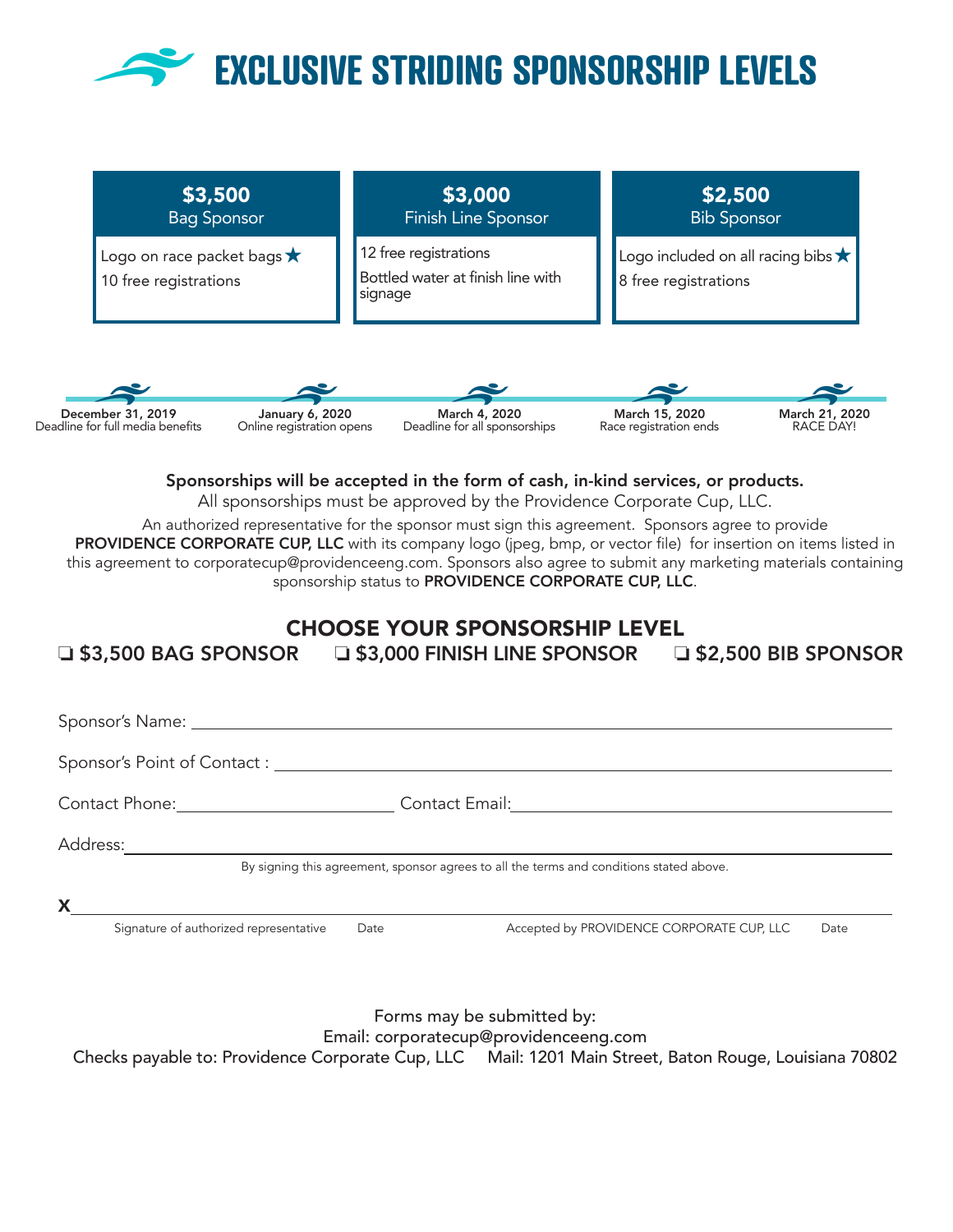# EXCLUSIVE STRIDING SPONSORSHIP LEVELS

| $3,500 Bag Sponsor | $3,000 Finish Line Sponsor | $2,500 Bib Sponsor |
|---|---|---|
| Logo on race packet bags ★ | 12 free registrations | Logo included on all racing bibs ★ |
| 10 free registrations | Bottled water at finish line with signage | 8 free registrations |

**December 31, 2019**
Deadline for full media benefits

**January 6, 2020**
Online registration opens

**March 4, 2020**
Deadline for all sponsorships

**March 15, 2020**
Race registration ends

**March 21, 2020**
RACE DAY!

**Sponsorships will be accepted in the form of cash, in-kind services, or products.**
All sponsorships must be approved by the Providence Corporate Cup, LLC.

An authorized representative for the sponsor must sign this agreement. Sponsors agree to provide **PROVIDENCE CORPORATE CUP, LLC** with its company logo (jpeg, bmp, or vector file) for insertion on items listed in this agreement to corporatecup@providenceeng.com. Sponsors also agree to submit any marketing materials containing sponsorship status to **PROVIDENCE CORPORATE CUP, LLC**.

## CHOOSE YOUR SPONSORSHIP LEVEL

❑ **$3,500 BAG SPONSOR** ❑ **$3,000 FINISH LINE SPONSOR** ❑ **$2,500 BIB SPONSOR**

Sponsor's Name: ____________________

Sponsor's Point of Contact : ____________________

Contact Phone: ____________________ Contact Email: ____________________

Address: ____________________

By signing this agreement, sponsor agrees to all the terms and conditions stated above.

**X** ____________________

Signature of authorized representative Date Accepted by PROVIDENCE CORPORATE CUP, LLC Date

Forms may be submitted by:
Email: corporatecup@providenceeng.com
Checks payable to: Providence Corporate Cup, LLC Mail: 1201 Main Street, Baton Rouge, Louisiana 70802